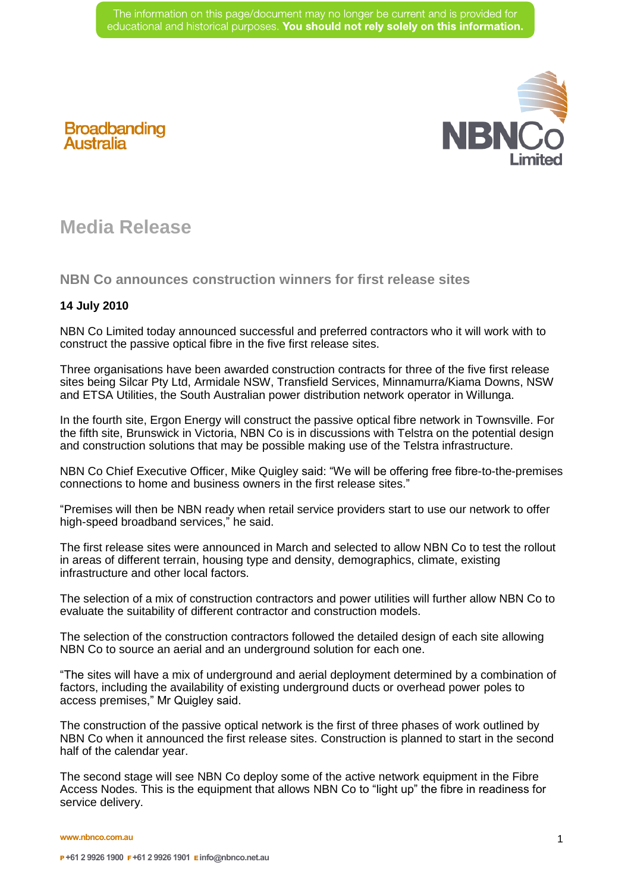The information on this page/document may no longer be current and is provided for educational and historical purposes. **You should not rely solely on this information.**

Broadbanding Australia

NBNCo Limited

# Media Release

## NBN Co announces construction winners for first release sites

**14 July 2010**

NBN Co Limited today announced successful and preferred contractors who it will work with to construct the passive optical fibre in the five first release sites.

Three organisations have been awarded construction contracts for three of the five first release sites being Silcar Pty Ltd, Armidale NSW, Transfield Services, Minnamurra/Kiama Downs, NSW and ETSA Utilities, the South Australian power distribution network operator in Willunga.

In the fourth site, Ergon Energy will construct the passive optical fibre network in Townsville. For the fifth site, Brunswick in Victoria, NBN Co is in discussions with Telstra on the potential design and construction solutions that may be possible making use of the Telstra infrastructure.

NBN Co Chief Executive Officer, Mike Quigley said: "We will be offering free fibre-to-the-premises connections to home and business owners in the first release sites."

"Premises will then be NBN ready when retail service providers start to use our network to offer high-speed broadband services," he said.

The first release sites were announced in March and selected to allow NBN Co to test the rollout in areas of different terrain, housing type and density, demographics, climate, existing infrastructure and other local factors.

The selection of a mix of construction contractors and power utilities will further allow NBN Co to evaluate the suitability of different contractor and construction models.

The selection of the construction contractors followed the detailed design of each site allowing NBN Co to source an aerial and an underground solution for each one.

"The sites will have a mix of underground and aerial deployment determined by a combination of factors, including the availability of existing underground ducts or overhead power poles to access premises," Mr Quigley said.

The construction of the passive optical network is the first of three phases of work outlined by NBN Co when it announced the first release sites. Construction is planned to start in the second half of the calendar year.

The second stage will see NBN Co deploy some of the active network equipment in the Fibre Access Nodes. This is the equipment that allows NBN Co to "light up" the fibre in readiness for service delivery.

www.nbnco.com.au

P +61 2 9926 1900 F +61 2 9926 1901 E info@nbnco.net.au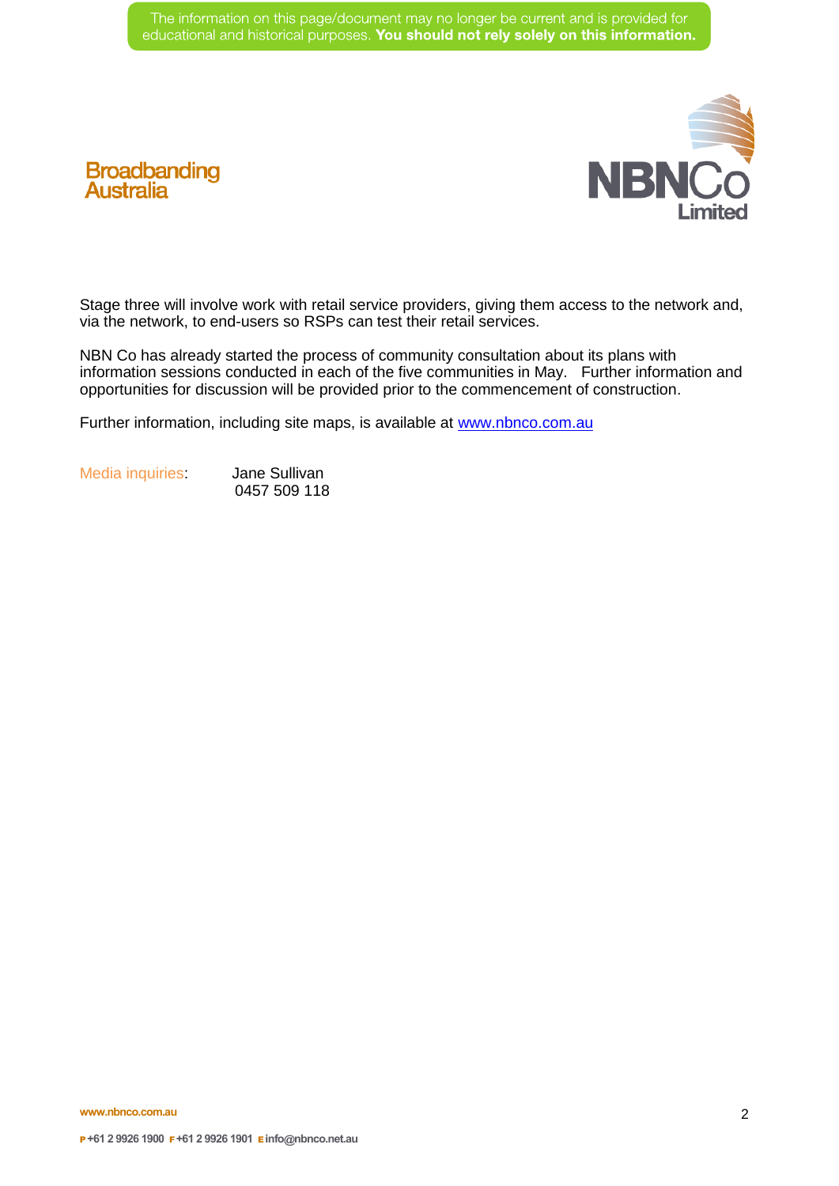The information on this page/document may no longer be current and is provided for educational and historical purposes. **You should not rely solely on this information.**

Stage three will involve work with retail service providers, giving them access to the network and, via the network, to end-users so RSPs can test their retail services.

NBN Co has already started the process of community consultation about its plans with information sessions conducted in each of the five communities in May. Further information and opportunities for discussion will be provided prior to the commencement of construction.

Further information, including site maps, is available at www.nbnco.com.au

Media inquiries: Jane Sullivan
0457 509 118